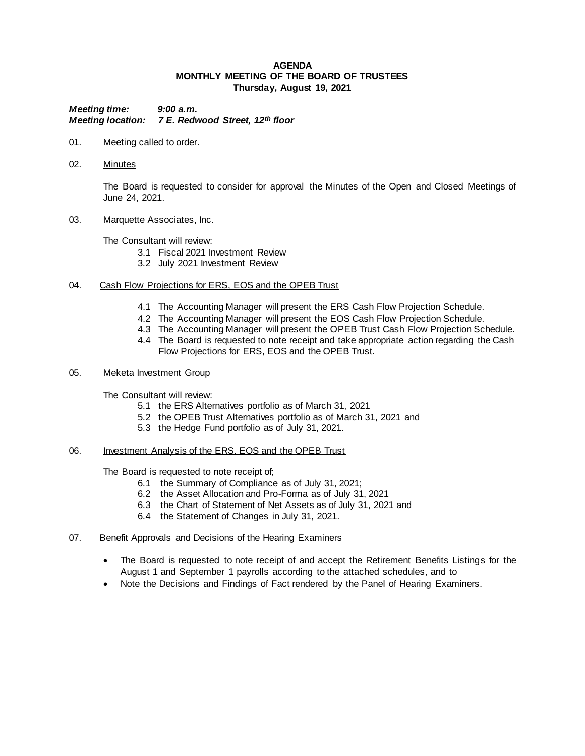# AGENDA
## MONTHLY MEETING OF THE BOARD OF TRUSTEES
### Thursday, August 19, 2021

***Meeting time:*** ***9:00 a.m.***
***Meeting location:*** ***7 E. Redwood Street, 12th floor***

01. Meeting called to order.

02. Minutes

    The Board is requested to consider for approval the Minutes of the Open and Closed Meetings of June 24, 2021.

03. Marquette Associates, Inc.

    The Consultant will review:
    - 3.1 Fiscal 2021 Investment Review
    - 3.2 July 2021 Investment Review

04. Cash Flow Projections for ERS, EOS and the OPEB Trust

    - 4.1 The Accounting Manager will present the ERS Cash Flow Projection Schedule.
    - 4.2 The Accounting Manager will present the EOS Cash Flow Projection Schedule.
    - 4.3 The Accounting Manager will present the OPEB Trust Cash Flow Projection Schedule.
    - 4.4 The Board is requested to note receipt and take appropriate action regarding the Cash Flow Projections for ERS, EOS and the OPEB Trust.

05. Meketa Investment Group

    The Consultant will review:
    - 5.1 the ERS Alternatives portfolio as of March 31, 2021
    - 5.2 the OPEB Trust Alternatives portfolio as of March 31, 2021 and
    - 5.3 the Hedge Fund portfolio as of July 31, 2021.

06. Investment Analysis of the ERS, EOS and the OPEB Trust

    The Board is requested to note receipt of;
    - 6.1 the Summary of Compliance as of July 31, 2021;
    - 6.2 the Asset Allocation and Pro-Forma as of July 31, 2021
    - 6.3 the Chart of Statement of Net Assets as of July 31, 2021 and
    - 6.4 the Statement of Changes in July 31, 2021.

07. Benefit Approvals and Decisions of the Hearing Examiners

    - The Board is requested to note receipt of and accept the Retirement Benefits Listings for the August 1 and September 1 payrolls according to the attached schedules, and to
    - Note the Decisions and Findings of Fact rendered by the Panel of Hearing Examiners.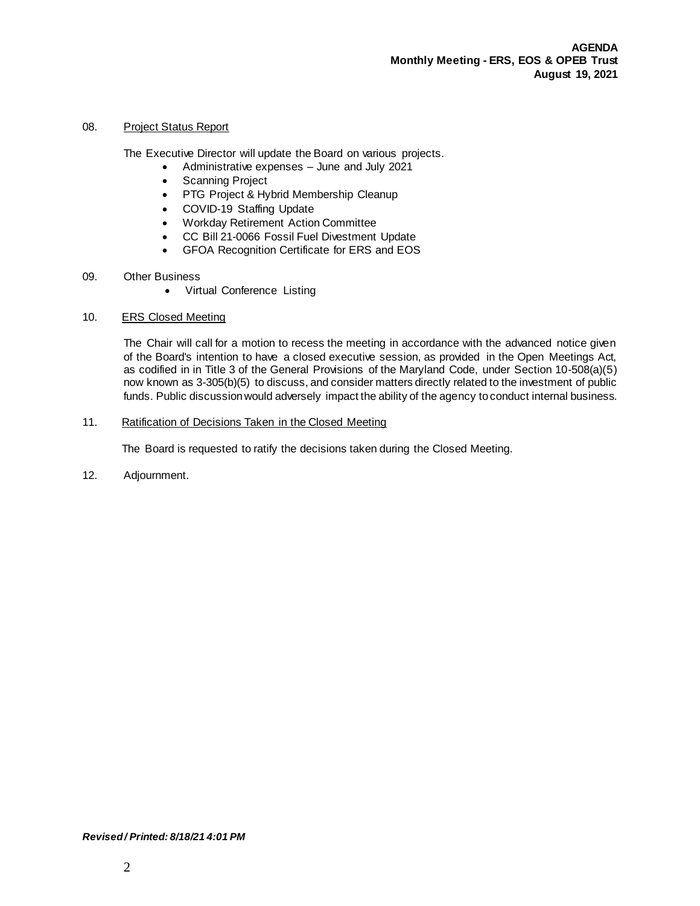**AGENDA**
**Monthly Meeting - ERS, EOS & OPEB Trust**
**August 19, 2021**

08. Project Status Report

The Executive Director will update the Board on various projects.

- Administrative expenses – June and July 2021
- Scanning Project
- PTG Project & Hybrid Membership Cleanup
- COVID-19 Staffing Update
- Workday Retirement Action Committee
- CC Bill 21-0066 Fossil Fuel Divestment Update
- GFOA Recognition Certificate for ERS and EOS

09. Other Business

- Virtual Conference Listing

10. ERS Closed Meeting

The Chair will call for a motion to recess the meeting in accordance with the advanced notice given of the Board's intention to have a closed executive session, as provided in the Open Meetings Act, as codified in in Title 3 of the General Provisions of the Maryland Code, under Section 10-508(a)(5) now known as 3-305(b)(5) to discuss, and consider matters directly related to the investment of public funds. Public discussion would adversely impact the ability of the agency to conduct internal business.

11. Ratification of Decisions Taken in the Closed Meeting

The Board is requested to ratify the decisions taken during the Closed Meeting.

12. Adjournment.

***Revised / Printed: 8/18/21 4:01 PM***